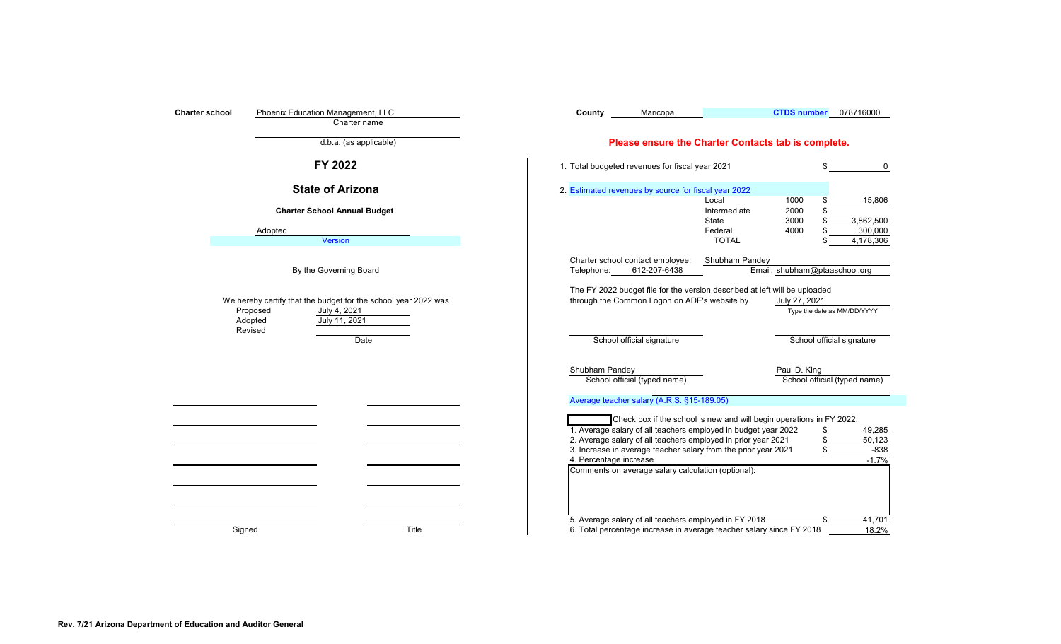**Charter school** Phoenix Education Management, LLC
Charter name

d.b.a. (as applicable)

## FY 2022

## State of Arizona

**Charter School Annual Budget**

Adopted
Version

By the Governing Board

We hereby certify that the budget for the school year 2022 was

| | Date |
|---|---|
| Proposed | July 4, 2021 |
| Adopted | July 11, 2021 |
| Revised | |

| Signed | Title |
|---|---|
| | |
| | |
| | |
| | |
| | |
| | |

**County** Maricopa **CTDS number** 078716000

**Please ensure the Charter Contacts tab is complete.**

1. Total budgeted revenues for fiscal year 2021 $ 0

2. Estimated revenues by source for fiscal year 2022

| Source | Code | Amount |
|---|---|---|
| Local | 1000 | $ 15,806 |
| Intermediate | 2000 | $ |
| State | 3000 | $ 3,862,500 |
| Federal | 4000 | $ 300,000 |
| TOTAL | | $ 4,178,306 |

Charter school contact employee: Shubham Pandey
Telephone: 612-207-6438 Email: shubham@ptaaschool.org

The FY 2022 budget file for the version described at left will be uploaded through the Common Logon on ADE's website by July 27, 2021
Type the date as MM/DD/YYYY

| School official signature | School official signature |
|---|---|
| Shubham Pandey | Paul D. King |
| School official (typed name) | School official (typed name) |

Average teacher salary (A.R.S. §15-189.05)

☐ Check box if the school is new and will begin operations in FY 2022.

| | |
|---|---|
| 1. Average salary of all teachers employed in budget year 2022 | $ 49,285 |
| 2. Average salary of all teachers employed in prior year 2021 | $ 50,123 |
| 3. Increase in average teacher salary from the prior year 2021 | $ -838 |
| 4. Percentage increase | -1.7% |

Comments on average salary calculation (optional):

| | |
|---|---|
| 5. Average salary of all teachers employed in FY 2018 | $ 41,701 |
| 6. Total percentage increase in average teacher salary since FY 2018 | 18.2% |

Rev. 7/21 Arizona Department of Education and Auditor General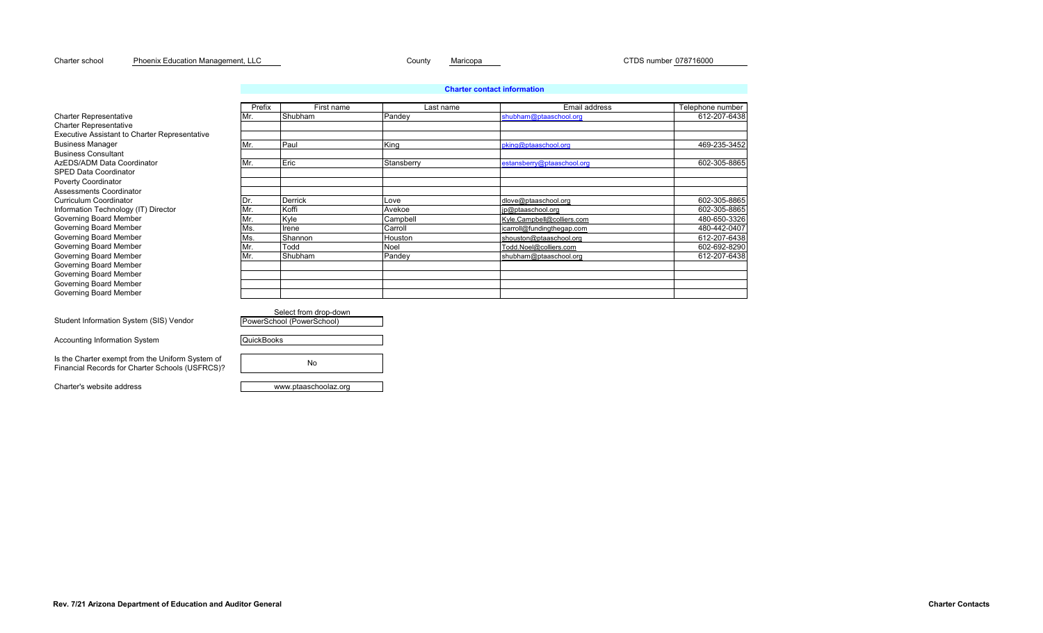Charter school Phoenix Education Management, LLC | County Maricopa | CTDS number 078716000

## Charter contact information

| | Prefix | First name | Last name | Email address | Telephone number |
|---|---|---|---|---|---|
| Charter Representative | Mr. | Shubham | Pandey | shubham@ptaaschool.org | 612-207-6438 |
| Charter Representative | | | | | |
| Executive Assistant to Charter Representative | | | | | |
| Business Manager | Mr. | Paul | King | pking@ptaaschool.org | 469-235-3452 |
| Business Consultant | | | | | |
| AzEDS/ADM Data Coordinator | Mr. | Eric | Stansberry | estansberry@ptaaschool.org | 602-305-8865 |
| SPED Data Coordinator | | | | | |
| Poverty Coordinator | | | | | |
| Assessments Coordinator | | | | | |
| Curriculum Coordinator | Dr. | Derrick | Love | dlove@ptaaschool.org | 602-305-8865 |
| Information Technology (IT) Director | Mr. | Koffi | Avekoe | jp@ptaaschool.org | 602-305-8865 |
| Governing Board Member | Mr. | Kyle | Campbell | Kyle.Campbell@colliers.com | 480-650-3326 |
| Governing Board Member | Ms. | Irene | Carroll | icarroll@fundingthegap.com | 480-442-0407 |
| Governing Board Member | Ms. | Shannon | Houston | shouston@ptaaschool.org | 612-207-6438 |
| Governing Board Member | Mr. | Todd | Noel | Todd.Noel@colliers.com | 602-692-8290 |
| Governing Board Member | Mr. | Shubham | Pandey | shubham@ptaaschool.org | 612-207-6438 |
| Governing Board Member | | | | | |
| Governing Board Member | | | | | |
| Governing Board Member | | | | | |
| Governing Board Member | | | | | |

| | Select from drop-down |
|---|---|
| Student Information System (SIS) Vendor | PowerSchool (PowerSchool) |
| Accounting Information System | QuickBooks |
| Is the Charter exempt from the Uniform System of Financial Records for Charter Schools (USFRCS)? | No |
| Charter's website address | www.ptaaschoolaz.org |

Rev. 7/21 Arizona Department of Education and Auditor General — Charter Contacts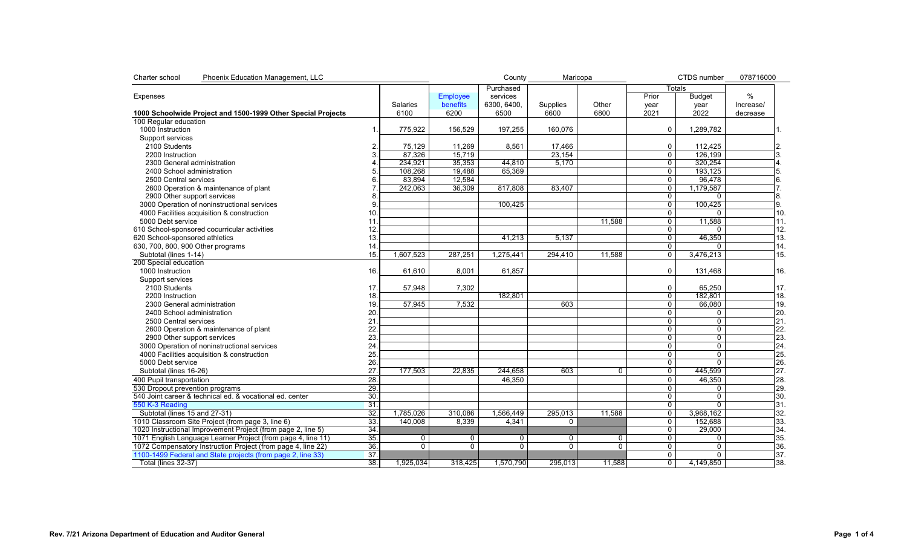Charter school Phoenix Education Management, LLC    County Maricopa    CTDS number 078716000

| Expenses | | Salaries | Employee benefits | Purchased services | Supplies | Other | Totals | | | |
|---|---|---|---|---|---|---|---|---|---|---|
| | | | | | | | Prior year | Budget year | % Increase/ | |
| **1000 Schoolwide Project and 1500-1999 Other Special Projects** | | 6100 | 6200 | 6300, 6400, 6500 | 6600 | 6800 | 2021 | 2022 | decrease | |
| 100 Regular education | | | | | | | | | | |
| 1000 Instruction | 1. | 775,922 | 156,529 | 197,255 | 160,076 | | 0 | 1,289,782 | | 1. |
| Support services | | | | | | | | | | |
| 2100 Students | 2. | 75,129 | 11,269 | 8,561 | 17,466 | | 0 | 112,425 | | 2. |
| 2200 Instruction | 3. | 87,326 | 15,719 | | 23,154 | | 0 | 126,199 | | 3. |
| 2300 General administration | 4. | 234,921 | 35,353 | 44,810 | 5,170 | | 0 | 320,254 | | 4. |
| 2400 School administration | 5. | 108,268 | 19,488 | 65,369 | | | 0 | 193,125 | | 5. |
| 2500 Central services | 6. | 83,894 | 12,584 | | | | 0 | 96,478 | | 6. |
| 2600 Operation & maintenance of plant | 7. | 242,063 | 36,309 | 817,808 | 83,407 | | 0 | 1,179,587 | | 7. |
| 2900 Other support services | 8. | | | | | | 0 | 0 | | 8. |
| 3000 Operation of noninstructional services | 9. | | | 100,425 | | | 0 | 100,425 | | 9. |
| 4000 Facilities acquisition & construction | 10. | | | | | | 0 | 0 | | 10. |
| 5000 Debt service | 11. | | | | | 11,588 | 0 | 11,588 | | 11. |
| 610 School-sponsored cocurricular activities | 12. | | | | | | 0 | 0 | | 12. |
| 620 School-sponsored athletics | 13. | | | 41,213 | 5,137 | | 0 | 46,350 | | 13. |
| 630, 700, 800, 900 Other programs | 14. | | | | | | 0 | 0 | | 14. |
| Subtotal (lines 1-14) | 15. | 1,607,523 | 287,251 | 1,275,441 | 294,410 | 11,588 | 0 | 3,476,213 | | 15. |
| 200 Special education | | | | | | | | | | |
| 1000 Instruction | 16. | 61,610 | 8,001 | 61,857 | | | 0 | 131,468 | | 16. |
| Support services | | | | | | | | | | |
| 2100 Students | 17. | 57,948 | 7,302 | | | | 0 | 65,250 | | 17. |
| 2200 Instruction | 18. | | | 182,801 | | | 0 | 182,801 | | 18. |
| 2300 General administration | 19. | 57,945 | 7,532 | | 603 | | 0 | 66,080 | | 19. |
| 2400 School administration | 20. | | | | | | 0 | 0 | | 20. |
| 2500 Central services | 21. | | | | | | 0 | 0 | | 21. |
| 2600 Operation & maintenance of plant | 22. | | | | | | 0 | 0 | | 22. |
| 2900 Other support services | 23. | | | | | | 0 | 0 | | 23. |
| 3000 Operation of noninstructional services | 24. | | | | | | 0 | 0 | | 24. |
| 4000 Facilities acquisition & construction | 25. | | | | | | 0 | 0 | | 25. |
| 5000 Debt service | 26. | | | | | | 0 | 0 | | 26. |
| Subtotal (lines 16-26) | 27. | 177,503 | 22,835 | 244,658 | 603 | 0 | 0 | 445,599 | | 27. |
| 400 Pupil transportation | 28. | | | 46,350 | | | 0 | 46,350 | | 28. |
| 530 Dropout prevention programs | 29. | | | | | | 0 | 0 | | 29. |
| 540 Joint career & technical ed. & vocational ed. center | 30. | | | | | | 0 | 0 | | 30. |
| 550 K-3 Reading | 31. | | | | | | 0 | 0 | | 31. |
| Subtotal (lines 15 and 27-31) | 32. | 1,785,026 | 310,086 | 1,566,449 | 295,013 | 11,588 | 0 | 3,968,162 | | 32. |
| 1010 Classroom Site Project (from page 3, line 6) | 33. | 140,008 | 8,339 | 4,341 | 0 | | 0 | 152,688 | | 33. |
| 1020 Instructional Improvement Project (from page 2, line 5) | 34. | | | | | | 0 | 29,000 | | 34. |
| 1071 English Language Learner Project (from page 4, line 11) | 35. | 0 | 0 | 0 | 0 | 0 | 0 | 0 | | 35. |
| 1072 Compensatory Instruction Project (from page 4, line 22) | 36. | 0 | 0 | 0 | 0 | 0 | 0 | 0 | | 36. |
| 1100-1499 Federal and State projects (from page 2, line 33) | 37. | | | | | | 0 | 0 | | 37. |
| Total (lines 32-37) | 38. | 1,925,034 | 318,425 | 1,570,790 | 295,013 | 11,588 | 0 | 4,149,850 | | 38. |

Rev. 7/21 Arizona Department of Education and Auditor General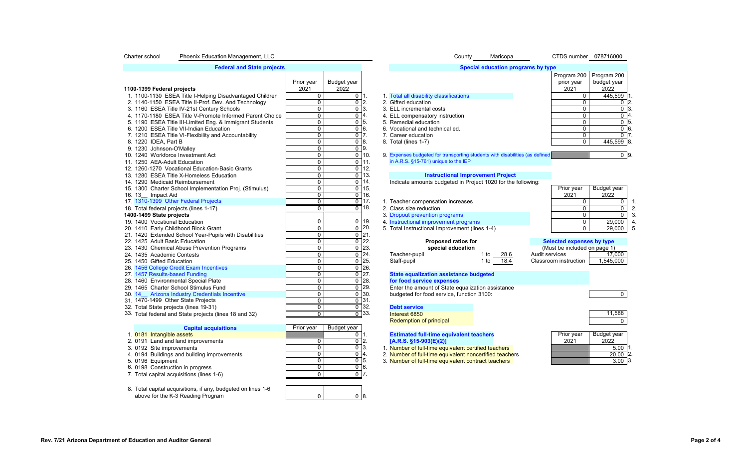Charter school Phoenix Education Management, LLC

County Maricopa

CTDS number 078716000

## Federal and State projects

| | Prior year 2021 | Budget year 2022 | |
|---|---|---|---|
| **1100-1399 Federal projects** | | | |
| 1. 1100-1130 ESEA Title I-Helping Disadvantaged Children | 0 | 0 | 1. |
| 2. 1140-1150 ESEA Title II-Prof. Dev. And Technology | 0 | 0 | 2. |
| 3. 1160 ESEA Title IV-21st Century Schools | 0 | 0 | 3. |
| 4. 1170-1180 ESEA Title V-Promote Informed Parent Choice | 0 | 0 | 4. |
| 5. 1190 ESEA Title III-Limited Eng. & Immigrant Students | 0 | 0 | 5. |
| 6. 1200 ESEA Title VII-Indian Education | 0 | 0 | 6. |
| 7. 1210 ESEA Title VI-Flexibility and Accountability | 0 | 0 | 7. |
| 8. 1220 IDEA, Part B | 0 | 0 | 8. |
| 9. 1230 Johnson-O'Malley | 0 | 0 | 9. |
| 10. 1240 Workforce Investment Act | 0 | 0 | 10. |
| 11. 1250 AEA-Adult Education | 0 | 0 | 11. |
| 12. 1260-1270 Vocational Education-Basic Grants | 0 | 0 | 12. |
| 13. 1280 ESEA Title X-Homeless Education | 0 | 0 | 13. |
| 14. 1290 Medicaid Reimbursement | 0 | 0 | 14. |
| 15. 1300 Charter School Implementation Proj. (Stimulus) | 0 | 0 | 15. |
| 16. 13__ Impact Aid | 0 | 0 | 16. |
| 17. 1310-1399 Other Federal Projects | 0 | 0 | 17. |
| 18. Total federal projects (lines 1-17) | 0 | 0 | 18. |
| **1400-1499 State projects** | | | |
| 19. 1400 Vocational Education | 0 | 0 | 19. |
| 20. 1410 Early Childhood Block Grant | 0 | 0 | 20. |
| 21. 1420 Extended School Year-Pupils with Disabilities | 0 | 0 | 21. |
| 22. 1425 Adult Basic Education | 0 | 0 | 22. |
| 23. 1430 Chemical Abuse Prevention Programs | 0 | 0 | 23. |
| 24. 1435 Academic Contests | 0 | 0 | 24. |
| 25. 1450 Gifted Education | 0 | 0 | 25. |
| 26. 1456 College Credit Exam Incentives | 0 | 0 | 26. |
| 27. 1457 Results-based Funding | 0 | 0 | 27. |
| 28. 1460 Environmental Special Plate | 0 | 0 | 28. |
| 29. 1465 Charter School Stimulus Fund | 0 | 0 | 29. |
| 30. 14__ Arizona Industry Credentials Incentive | 0 | 0 | 30. |
| 31. 1470-1499 Other State Projects | 0 | 0 | 31. |
| 32. Total State projects (lines 19-31) | 0 | 0 | 32. |
| 33. Total federal and State projects (lines 18 and 32) | 0 | 0 | 33. |

## Capital acquisitions

| | Prior year | Budget year | |
|---|---|---|---|
| 1. 0181 Intangible assets | | 0 | 1. |
| 2. 0191 Land and land improvements | 0 | 0 | 2. |
| 3. 0192 Site improvements | 0 | 0 | 3. |
| 4. 0194 Buildings and building improvements | 0 | 0 | 4. |
| 5. 0196 Equipment | 0 | 0 | 5. |
| 6. 0198 Construction in progress | 0 | 0 | 6. |
| 7. Total capital acquisitions (lines 1-6) | 0 | 0 | 7. |
| 8. Total capital acquisitions, if any, budgeted on lines 1-6 above for the K-3 Reading Program | 0 | 0 | 8. |

## Special education programs by type

| | Program 200 prior year 2021 | Program 200 budget year 2022 | |
|---|---|---|---|
| 1. Total all disability classifications | 0 | 445,599 | 1. |
| 2. Gifted education | 0 | 0 | 2. |
| 3. ELL incremental costs | 0 | 0 | 3. |
| 4. ELL compensatory instruction | 0 | 0 | 4. |
| 5. Remedial education | 0 | 0 | 5. |
| 6. Vocational and technical ed. | 0 | 0 | 6. |
| 7. Career education | 0 | 0 | 7. |
| 8. Total (lines 1-7) | 0 | 445,599 | 8. |
| 9. Expenses budgeted for transporting students with disabilities (as defined in A.R.S. §15-761) unique to the IEP | | 0 | 9. |

## Instructional Improvement Project

Indicate amounts budgeted in Project 1020 for the following:

| | Prior year 2021 | Budget year 2022 | |
|---|---|---|---|
| 1. Teacher compensation increases | 0 | 0 | 1. |
| 2. Class size reduction | 0 | 0 | 2. |
| 3. Dropout prevention programs | 0 | 0 | 3. |
| 4. Instructional improvement programs | 0 | 29,000 | 4. |
| 5. Total Instructional Improvement (lines 1-4) | 0 | 29,000 | 5. |

**Proposed ratios for special education**

| | |
|---|---|
| Teacher-pupil | 1 to 28.6 |
| Staff-pupil | 1 to 18.4 |

**Selected expenses by type** (Must be included on page 1)

| | |
|---|---|
| Audit services | 17,000 |
| Classroom instruction | 1,545,000 |

**State equalization assistance budgeted for food service expenses**

Enter the amount of State equalization assistance budgeted for food service, function 3100: 0

**Debt service**

| | |
|---|---|
| Interest 6850 | 11,588 |
| Redemption of principal | 0 |

**Estimated full-time equivalent teachers [A.R.S. §15-903(E)(2)]**

| | Prior year 2021 | Budget year 2022 | |
|---|---|---|---|
| 1. Number of full-time equivalent certified teachers | | 5.00 | 1. |
| 2. Number of full-time equivalent noncertified teachers | | 20.00 | 2. |
| 3. Number of full-time equivalent contract teachers | | 3.00 | 3. |

Rev. 7/21 Arizona Department of Education and Auditor General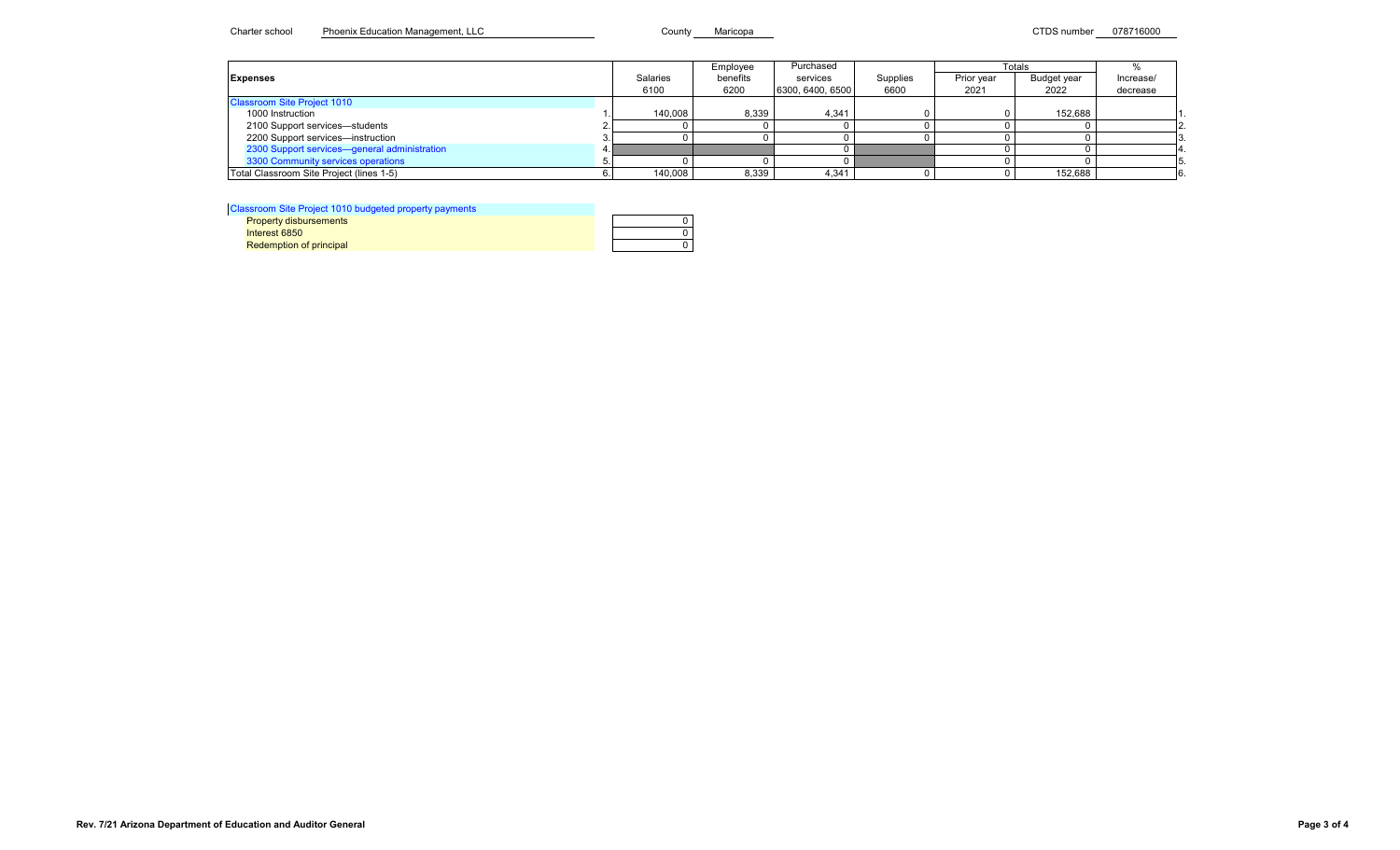Charter school Phoenix Education Management, LLC County Maricopa CTDS number 078716000

| Expenses | | Salaries 6100 | Employee benefits 6200 | Purchased services 6300, 6400, 6500 | Supplies 6600 | Totals Prior year 2021 | Totals Budget year 2022 | % Increase/ decrease | |
|---|---|---|---|---|---|---|---|---|---|
| Classroom Site Project 1010 | | | | | | | | | |
| 1000 Instruction | 1. | 140,008 | 8,339 | 4,341 | 0 | 0 | 152,688 | | 1. |
| 2100 Support services—students | 2. | 0 | 0 | 0 | 0 | 0 | 0 | | 2. |
| 2200 Support services—instruction | 3. | 0 | 0 | 0 | 0 | 0 | 0 | | 3. |
| 2300 Support services—general administration | 4. | | | 0 | | 0 | 0 | | 4. |
| 3300 Community services operations | 5. | 0 | 0 | 0 | | 0 | 0 | | 5. |
| Total Classroom Site Project (lines 1-5) | 6. | 140,008 | 8,339 | 4,341 | 0 | 0 | 152,688 | | 6. |

| Classroom Site Project 1010 budgeted property payments | |
|---|---|
| Property disbursements | 0 |
| Interest 6850 | 0 |
| Redemption of principal | 0 |

Rev. 7/21 Arizona Department of Education and Auditor General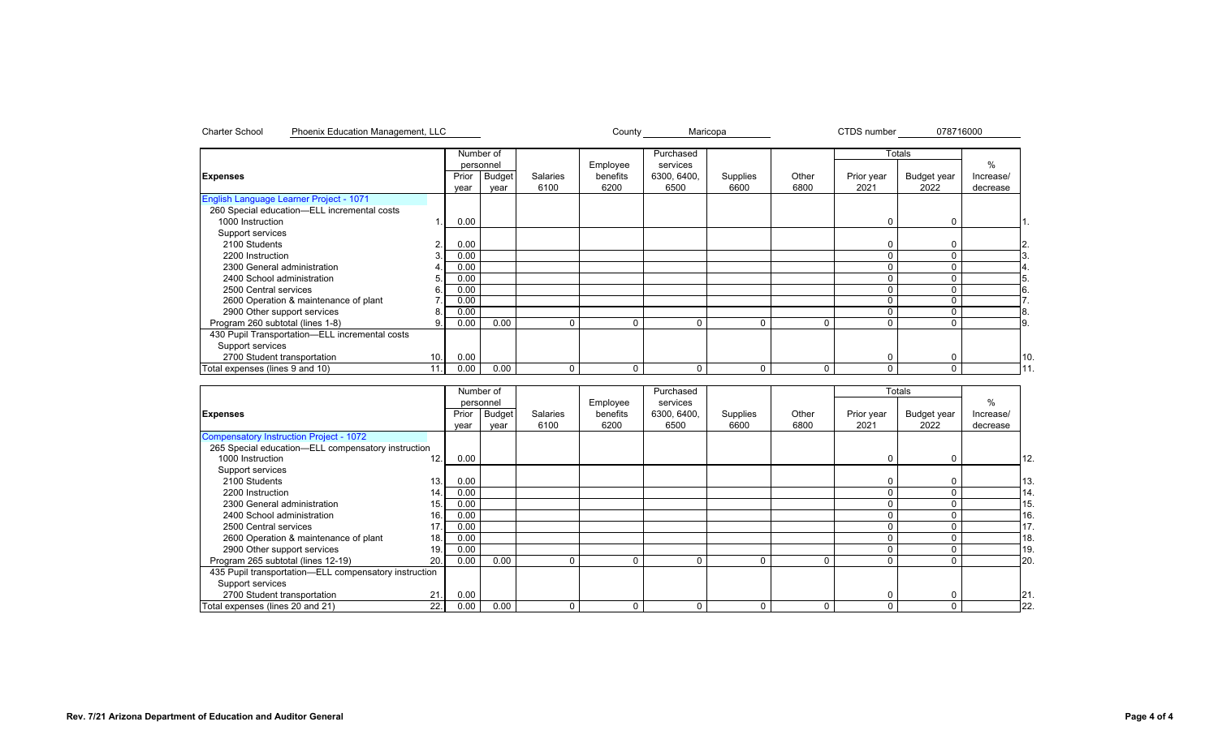Charter School: Phoenix Education Management, LLC    County: Maricopa    CTDS number: 078716000

| Expenses | | Number of personnel | | Salaries | Employee benefits | Purchased services | Supplies | Other | Totals | | % | |
|---|---|---|---|---|---|---|---|---|---|---|---|---|
| | | Prior year | Budget year | 6100 | 6200 | 6300, 6400, 6500 | 6600 | 6800 | Prior year 2021 | Budget year 2022 | Increase/ decrease | |
| **English Language Learner Project - 1071** | | | | | | | | | | | | |
| 260 Special education—ELL incremental costs | | | | | | | | | | | | |
| 1000 Instruction | 1. | 0.00 | | | | | | | 0 | 0 | | 1. |
| Support services | | | | | | | | | | | | |
| 2100 Students | 2. | 0.00 | | | | | | | 0 | 0 | | 2. |
| 2200 Instruction | 3. | 0.00 | | | | | | | 0 | 0 | | 3. |
| 2300 General administration | 4. | 0.00 | | | | | | | 0 | 0 | | 4. |
| 2400 School administration | 5. | 0.00 | | | | | | | 0 | 0 | | 5. |
| 2500 Central services | 6. | 0.00 | | | | | | | 0 | 0 | | 6. |
| 2600 Operation & maintenance of plant | 7. | 0.00 | | | | | | | 0 | 0 | | 7. |
| 2900 Other support services | 8. | 0.00 | | | | | | | 0 | 0 | | 8. |
| Program 260 subtotal (lines 1-8) | 9. | 0.00 | 0.00 | 0 | 0 | 0 | 0 | 0 | 0 | 0 | | 9. |
| 430 Pupil Transportation—ELL incremental costs | | | | | | | | | | | | |
| Support services | | | | | | | | | | | | |
| 2700 Student transportation | 10. | 0.00 | | | | | | | 0 | 0 | | 10. |
| Total expenses (lines 9 and 10) | 11. | 0.00 | 0.00 | 0 | 0 | 0 | 0 | 0 | 0 | 0 | | 11. |

| Expenses | | Number of personnel | | Salaries | Employee benefits | Purchased services | Supplies | Other | Totals | | % | |
|---|---|---|---|---|---|---|---|---|---|---|---|---|
| | | Prior year | Budget year | 6100 | 6200 | 6300, 6400, 6500 | 6600 | 6800 | Prior year 2021 | Budget year 2022 | Increase/ decrease | |
| **Compensatory Instruction Project - 1072** | | | | | | | | | | | | |
| 265 Special education—ELL compensatory instruction | | | | | | | | | | | | |
| 1000 Instruction | 12. | 0.00 | | | | | | | 0 | 0 | | 12. |
| Support services | | | | | | | | | | | | |
| 2100 Students | 13. | 0.00 | | | | | | | 0 | 0 | | 13. |
| 2200 Instruction | 14. | 0.00 | | | | | | | 0 | 0 | | 14. |
| 2300 General administration | 15. | 0.00 | | | | | | | 0 | 0 | | 15. |
| 2400 School administration | 16. | 0.00 | | | | | | | 0 | 0 | | 16. |
| 2500 Central services | 17. | 0.00 | | | | | | | 0 | 0 | | 17. |
| 2600 Operation & maintenance of plant | 18. | 0.00 | | | | | | | 0 | 0 | | 18. |
| 2900 Other support services | 19. | 0.00 | | | | | | | 0 | 0 | | 19. |
| Program 265 subtotal (lines 12-19) | 20. | 0.00 | 0.00 | 0 | 0 | 0 | 0 | 0 | 0 | 0 | | 20. |
| 435 Pupil transportation—ELL compensatory instruction | | | | | | | | | | | | |
| Support services | | | | | | | | | | | | |
| 2700 Student transportation | 21. | 0.00 | | | | | | | 0 | 0 | | 21. |
| Total expenses (lines 20 and 21) | 22. | 0.00 | 0.00 | 0 | 0 | 0 | 0 | 0 | 0 | 0 | | 22. |

Rev. 7/21 Arizona Department of Education and Auditor General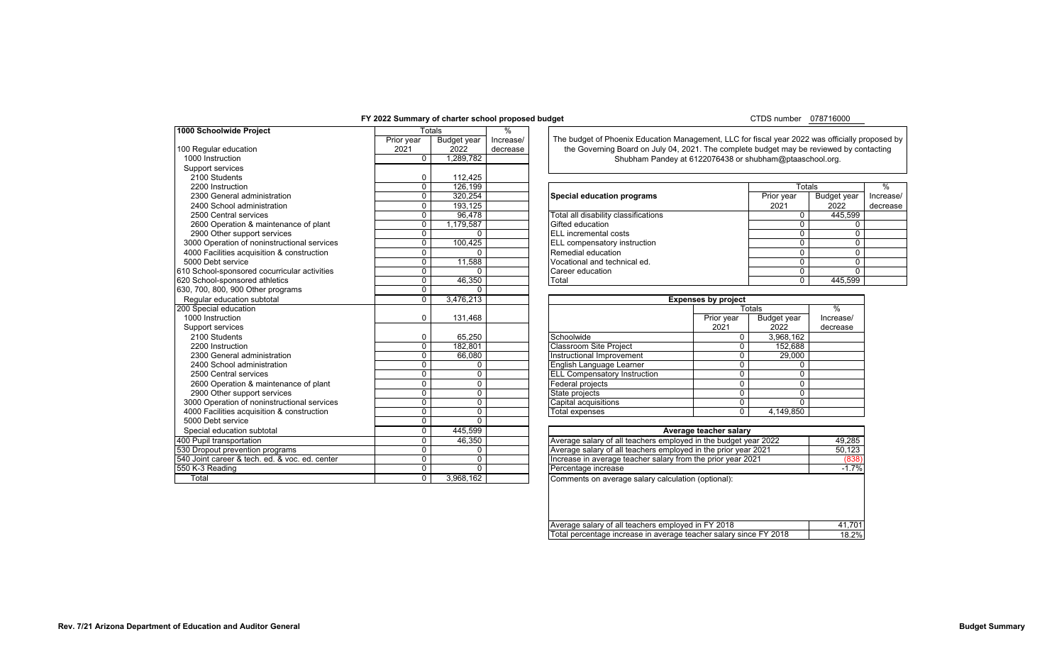# FY 2022 Summary of charter school proposed budget

CTDS number 078716000

| 1000 Schoolwide Project | Totals | | % |
|---|---|---|---|
| | Prior year 2021 | Budget year 2022 | Increase/ decrease |
| 100 Regular education | | | |
| 1000 Instruction | 0 | 1,289,782 | |
| Support services | | | |
| 2100 Students | 0 | 112,425 | |
| 2200 Instruction | 0 | 126,199 | |
| 2300 General administration | 0 | 320,254 | |
| 2400 School administration | 0 | 193,125 | |
| 2500 Central services | 0 | 96,478 | |
| 2600 Operation & maintenance of plant | 0 | 1,179,587 | |
| 2900 Other support services | 0 | 0 | |
| 3000 Operation of noninstructional services | 0 | 100,425 | |
| 4000 Facilities acquisition & construction | 0 | 0 | |
| 5000 Debt service | 0 | 11,588 | |
| 610 School-sponsored cocurricular activities | 0 | 0 | |
| 620 School-sponsored athletics | 0 | 46,350 | |
| 630, 700, 800, 900 Other programs | 0 | 0 | |
| Regular education subtotal | 0 | 3,476,213 | |
| 200 Special education | | | |
| 1000 Instruction | 0 | 131,468 | |
| Support services | | | |
| 2100 Students | 0 | 65,250 | |
| 2200 Instruction | 0 | 182,801 | |
| 2300 General administration | 0 | 66,080 | |
| 2400 School administration | 0 | 0 | |
| 2500 Central services | 0 | 0 | |
| 2600 Operation & maintenance of plant | 0 | 0 | |
| 2900 Other support services | 0 | 0 | |
| 3000 Operation of noninstructional services | 0 | 0 | |
| 4000 Facilities acquisition & construction | 0 | 0 | |
| 5000 Debt service | 0 | 0 | |
| Special education subtotal | 0 | 445,599 | |
| 400 Pupil transportation | 0 | 46,350 | |
| 530 Dropout prevention programs | 0 | 0 | |
| 540 Joint career & tech. ed. & voc. ed. center | 0 | 0 | |
| 550 K-3 Reading | 0 | 0 | |
| Total | 0 | 3,968,162 | |

The budget of Phoenix Education Management, LLC for fiscal year 2022 was officially proposed by the Governing Board on July 04, 2021. The complete budget may be reviewed by contacting Shubham Pandey at 6122076438 or shubham@ptaaschool.org.

| Special education programs | Totals | | % |
|---|---|---|---|
| | Prior year 2021 | Budget year 2022 | Increase/ decrease |
| Total all disability classifications | 0 | 445,599 | |
| Gifted education | 0 | 0 | |
| ELL incremental costs | 0 | 0 | |
| ELL compensatory instruction | 0 | 0 | |
| Remedial education | 0 | 0 | |
| Vocational and technical ed. | 0 | 0 | |
| Career education | 0 | 0 | |
| Total | 0 | 445,599 | |

| Expenses by project | Totals | | % |
|---|---|---|---|
| | Prior year 2021 | Budget year 2022 | Increase/ decrease |
| Schoolwide | 0 | 3,968,162 | |
| Classroom Site Project | 0 | 152,688 | |
| Instructional Improvement | 0 | 29,000 | |
| English Language Learner | 0 | 0 | |
| ELL Compensatory Instruction | 0 | 0 | |
| Federal projects | 0 | 0 | |
| State projects | 0 | 0 | |
| Capital acquisitions | 0 | 0 | |
| Total expenses | 0 | 4,149,850 | |

| Average teacher salary | |
|---|---|
| Average salary of all teachers employed in the budget year 2022 | 49,285 |
| Average salary of all teachers employed in the prior year 2021 | 50,123 |
| Increase in average teacher salary from the prior year 2021 | (838) |
| Percentage increase | -1.7% |
| Comments on average salary calculation (optional): | |
| Average salary of all teachers employed in FY 2018 | 41,701 |
| Total percentage increase in average teacher salary since FY 2018 | 18.2% |

Rev. 7/21 Arizona Department of Education and Auditor General — Budget Summary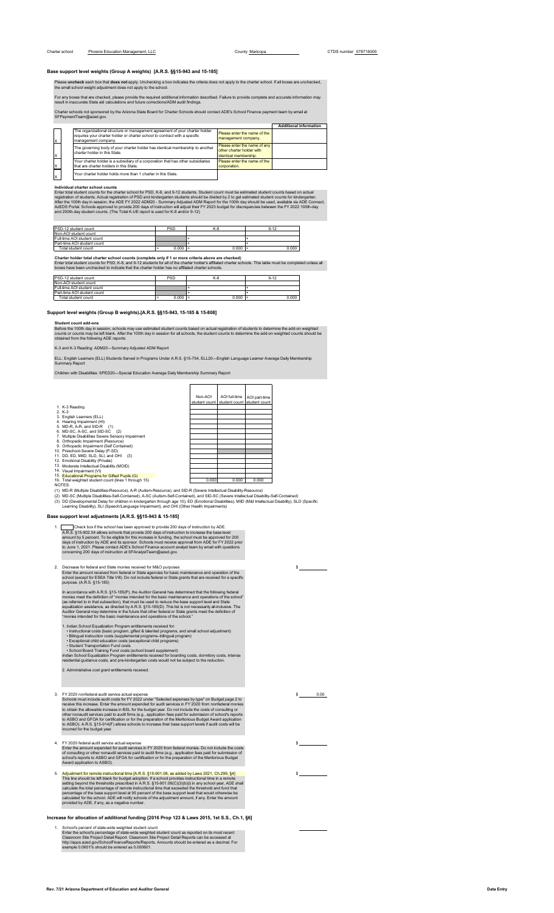Charter school Phoenix Education Management, LLC County Maricopa CTDS number 078716000

## Base support level weights (Group A weights) [A.R.S. §§15-943 and 15-185]

Please **uncheck** each box that **does not** apply. Unchecking a box indicates the criteria does not apply to the charter school. If all boxes are unchecked, the small school weight adjustment does not apply to the school.

For any boxes that are checked, please provide the required additional information described. Failure to provide complete and accurate information may result in inaccurate State aid calculations and future corrections/ADM audit findings.

Charter schools not sponsored by the Arizona State Board for Charter Schools should contact ADE's School Finance payment team by email at SFPaymentTeam@azed.gov.

| | | | Additional information |
|---|---|---|---|
| X | The organizational structure or management agreement of your charter holder requires your charter holder or charter school to contract with a specific management company. | Please enter the name of the management company. | |
| X | The governing body of your charter holder has identical membership to another charter holder in this State. | Please enter the name of any other charter holder with identical membership. | |
| X | Your charter holder is a subsidiary of a corporation that has other subsidiaries that are charter holders in this State. | Please enter the name of the corporation. | |
| X | Your charter holder holds more than 1 charter in this State. | | |

**Individual charter school counts**

Enter total student counts for the charter school for PSD, K-8, and 9-12 students. Student count must be estimated student counts based on actual registration of students. Actual registration of PSD and kindergarten students should be divided by 2 to get estimated student counts for kindergarten. After the 100th day in session, the ADE FY 2022 ADM20 - Summary Adjusted ADM Report for the 100th day should be used, available via ADE Connect, AzEDS Portal. Schools approved to provide 200 days of instruction will adjust their FY 2023 budget for discrepancies between the FY 2022 100th-day and 200th-day student counts. (The Total K-UE report is used for K-8 and/or 9-12)

| PSD-12 student count | PSD | K-8 | 9-12 |
|---|---|---|---|
| Non-AOI student count | | | |
| Full-time AOI student count | | + | + |
| Part-time AOI student count | | + | + |
| Total student count | = 0.000 | = 0.000 | = 0.000 |

**Charter holder total charter school counts (complete only if 1 or more criteria above are checked)**

Enter total student counts for PSD, K-8, and 9-12 students for all of the charter holder's affiliated charter schools. This table must be completed unless all boxes have been unchecked to indicate that the charter holder has no affiliated charter schools.

| PSD-12 student count | PSD | K-8 | 9-12 |
|---|---|---|---|
| Non-AOI student count | | | |
| Full-time AOI student count | | + | + |
| Part-time AOI student count | | + | + |
| Total student count | = 0.000 | = 0.000 | = 0.000 |

## Support level weights (Group B weights).[A.R.S. §§15-943, 15-185 & 15-808]

**Student count add-ons**

Before the 100th day in session, schools may use estimated student counts based on actual registration of students to determine the add-on weighted counts or counts may be left blank. After the 100th day in session for all schools, the student counts to determine the add-on weighted counts should be obtained from the following ADE reports:

K-3 and K-3 Reading: ADM20-- Summary Adjusted ADM Report

ELL: English Learners (ELL) Students Served in Programs Under A.R.S. §15-754, ELL20—English Language Learner Average Daily Membership Summary Report

Children with Disabilities: SPED20—Special Education Average Daily Membership Summary Report

| | Non-AOI student count | AOI full-time student count | AOI part-time student count |
|---|---|---|---|
| 1. K-3 Reading | | | |
| 2. K-3 | | | |
| 3. English Learners (ELL) | | | |
| 4. Hearing Impairment (HI) | | | |
| 5. MD-R, A-R, and SID-R (1) | | | |
| 6. MD-SC, A-SC, and SID-SC (2) | | | |
| 7. Multiple Disabilities Severe Sensory Impairment | | | |
| 8. Orthopedic Impairment (Resource) | | | |
| 9. Orthopedic Impairment (Self Contained) | | | |
| 10. Preschool-Severe Delay (P-SD) | | | |
| 11. DD, ED, MIID, SLD, SLI, and OHI (3) | | | |
| 12. Emotional Disability (Private) | | | |
| 13. Moderate Intellectual Disability (MOID) | | | |
| 14. Visual Impairment (VI) | | | |
| 15. Educational Programs for Gifted Pupils (G) | | | |
| 16. Total weighted student count (lines 1 through 15) | 0.000 | 0.000 | 0.000 |

NOTES:

(1) MD-R (Multiple Disabilities-Resource), A-R (Autism-Resource), and SID-R (Severe Intellectual Disability-Resource)

(2) MD-SC (Multiple Disabilities-Self-Contained), A-SC (Autism-Self-Contained), and SID-SC (Severe Intellectual Disability-Self-Contained)

(3) DD (Developmental Delay for children in kindergarten through age 10), ED (Emotional Disabilities), MIID (Mild Intellectual Disability), SLD (Specific Learning Disability), SLI (Speech/Language Impairment), and OHI (Other Health Impairments)

## Base support level adjustments [A.R.S. §§15-943 & 15-185]

1. ☐ Check box if the school has been approved to provide 200 days of instruction by ADE.
A.R.S. §15-902.04 allows schools that provide 200 days of instruction to increase the base level amount by 5 percent. To be eligible for this increase in funding, the school must be approved for 200 days of instruction by ADE and its sponsor. Schools must receive approval from ADE for FY 2022 prior to June 1, 2021. Please contact ADE's School Finance account analyst team by email with questions concerning 200 days of instruction at SFAnalystTeam@azed.gov.

2. Decrease for federal and State monies received for M&O purposes — $ ______
Enter the amount received from federal or State agencies for basic maintenance and operation of the school (except for ESEA Title VIII). Do not include federal or State grants that are received for a specific purpose. (A.R.S. §15-185)

In accordance with A.R.S. §15-185(P), the Auditor General has determined that the following federal monies meet the definition of "monies intended for the basic maintenance and operations of the school" (as referred to in that subsection), that must be used to reduce the base support level and State equalization assistance, as directed by A.R.S. §15-185(D). This list is not necessarily all-inclusive. The Auditor General may determine in the future that other federal or State grants meet the definition of "monies intended for the basic maintenance and operations of the school."

1. Indian School Equalization Program entitlements received for:
   - Instructional costs (basic program, gifted & talented programs, and small school adjustment)
   - Bilingual instruction costs (supplemental programs–bilingual program)
   - Exceptional child education costs (exceptional child programs)
   - Student Transportation Fund costs
   - School Board Training Fund costs (school board supplement)

Indian School Equalization Program entitlements received for boarding costs, dormitory costs, intense residential guidance costs, and pre-kindergarten costs would not be subject to the reduction.

2. Administrative cost grant entitlements received.

3. FY 2020 nonfederal audit service actual expense — $ 0.00
Schools must include audit costs for FY 2022 under "Selected expenses by type" on Budget page 2 to receive this increase. Enter the amount expended for audit services in FY 2020 from nonfederal monies to obtain the allowable increase in BSL for the budget year. Do not include the costs of consulting or other nonaudit services paid to audit firms (e.g., application fees paid for submission of school's reports to ASBO and GFOA for certification or for the preparation of the Meritorious Budget Award application to ASBO). A.R.S. §15-914(F) allows schools to increase their base support levels if audit costs will be incurred for the budget year.

4. FY 2020 federal audit service actual expense — $ ______
Enter the amount expended for audit services in FY 2020 from federal monies. Do not include the costs of consulting or other nonaudit services paid to audit firms (e.g., application fees paid for submission of school's reports to ASBO and GFOA for certification or for the preparation of the Meritorious Budget Award application to ASBO).

5. Adjustment for remote instructional time [A.R.S. §15-901.08, as added by Laws 2021, Ch.299, §4] — $ ______
This line should be left blank for budget adoption. If a school provides instructional time in a remote setting beyond the thresholds prescribed in A.R.S. §15-901.08(C)(3)(b)(i) in any school year, ADE shall calculate the total percentage of remote instructional time that exceeded the threshold and fund that percentage of the base support level at 95 percent of the base support level that would otherwise be calculated for the school. ADE will notify schools of the adjustment amount, if any. Enter the amount provided by ADE, if any, as a negative number.

## Increase for allocation of additional funding [2016 Prop 123 & Laws 2015, 1st S.S., Ch.1, §6]

1. School's percent of state-wide weighted student count — ______
Enter the school's percentage of state-wide weighted student count as reported on its most recent Classroom Site Project Detail Report. Classroom Site Project Detail Reports can be accessed at http://apps.azed.gov/SchoolFinanceReports/Reports. Amounts should be entered as a decimal. For example 0.0601% should be entered as 0.000601.

Rev. 7/21 Arizona Department of Education and Auditor General — Data Entry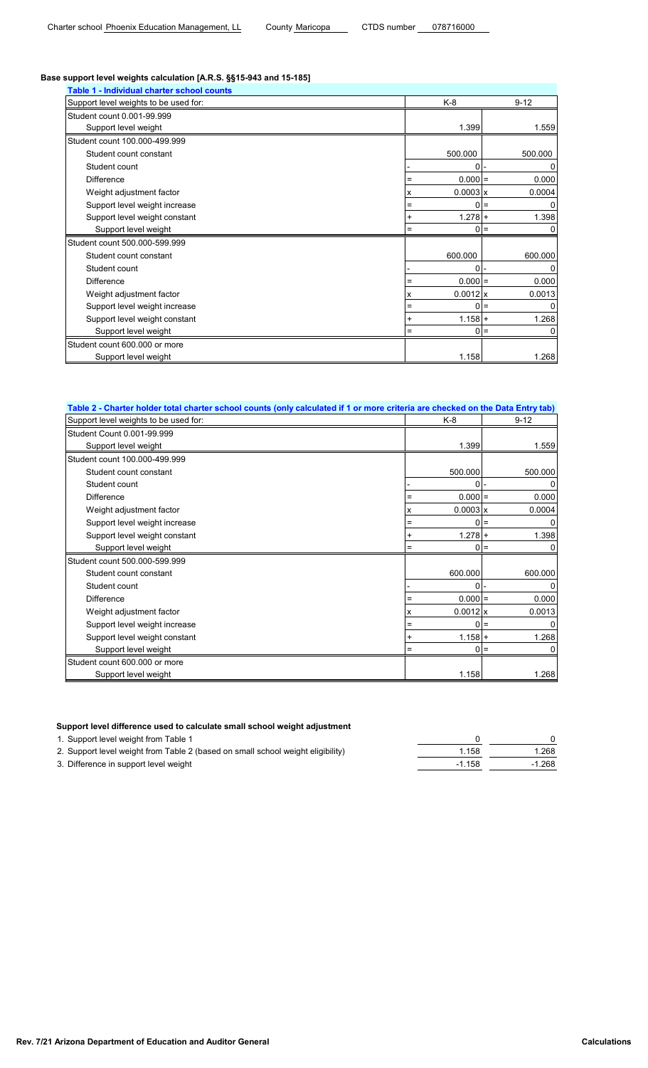Charter school Phoenix Education Management, LL County Maricopa CTDS number 078716000

## Base support level weights calculation [A.R.S. §§15-943 and 15-185]

**Table 1 - Individual charter school counts**

| Support level weights to be used for: | | K-8 | | 9-12 |
|---|---|---|---|---|
| Student count 0.001-99.999 | | | | |
| Support level weight | | 1.399 | | 1.559 |
| Student count 100.000-499.999 | | | | |
| Student count constant | | 500.000 | | 500.000 |
| Student count | - | 0 | - | 0 |
| Difference | = | 0.000 | = | 0.000 |
| Weight adjustment factor | x | 0.0003 | x | 0.0004 |
| Support level weight increase | = | 0 | = | 0 |
| Support level weight constant | + | 1.278 | + | 1.398 |
| Support level weight | = | 0 | = | 0 |
| Student count 500.000-599.999 | | | | |
| Student count constant | | 600.000 | | 600.000 |
| Student count | - | 0 | - | 0 |
| Difference | = | 0.000 | = | 0.000 |
| Weight adjustment factor | x | 0.0012 | x | 0.0013 |
| Support level weight increase | = | 0 | = | 0 |
| Support level weight constant | + | 1.158 | + | 1.268 |
| Support level weight | = | 0 | = | 0 |
| Student count 600.000 or more | | | | |
| Support level weight | | 1.158 | | 1.268 |

**Table 2 - Charter holder total charter school counts (only calculated if 1 or more criteria are checked on the Data Entry tab)**

| Support level weights to be used for: | | K-8 | | 9-12 |
|---|---|---|---|---|
| Student Count 0.001-99.999 | | | | |
| Support level weight | | 1.399 | | 1.559 |
| Student count 100.000-499.999 | | | | |
| Student count constant | | 500.000 | | 500.000 |
| Student count | - | 0 | - | 0 |
| Difference | = | 0.000 | = | 0.000 |
| Weight adjustment factor | x | 0.0003 | x | 0.0004 |
| Support level weight increase | = | 0 | = | 0 |
| Support level weight constant | + | 1.278 | + | 1.398 |
| Support level weight | = | 0 | = | 0 |
| Student count 500.000-599.999 | | | | |
| Student count constant | | 600.000 | | 600.000 |
| Student count | - | 0 | - | 0 |
| Difference | = | 0.000 | = | 0.000 |
| Weight adjustment factor | x | 0.0012 | x | 0.0013 |
| Support level weight increase | = | 0 | = | 0 |
| Support level weight constant | + | 1.158 | + | 1.268 |
| Support level weight | = | 0 | = | 0 |
| Student count 600.000 or more | | | | |
| Support level weight | | 1.158 | | 1.268 |

### Support level difference used to calculate small school weight adjustment

| | K-8 | 9-12 |
|---|---|---|
| 1. Support level weight from Table 1 | 0 | 0 |
| 2. Support level weight from Table 2 (based on small school weight eligibility) | 1.158 | 1.268 |
| 3. Difference in support level weight | -1.158 | -1.268 |

Rev. 7/21 Arizona Department of Education and Auditor General — Calculations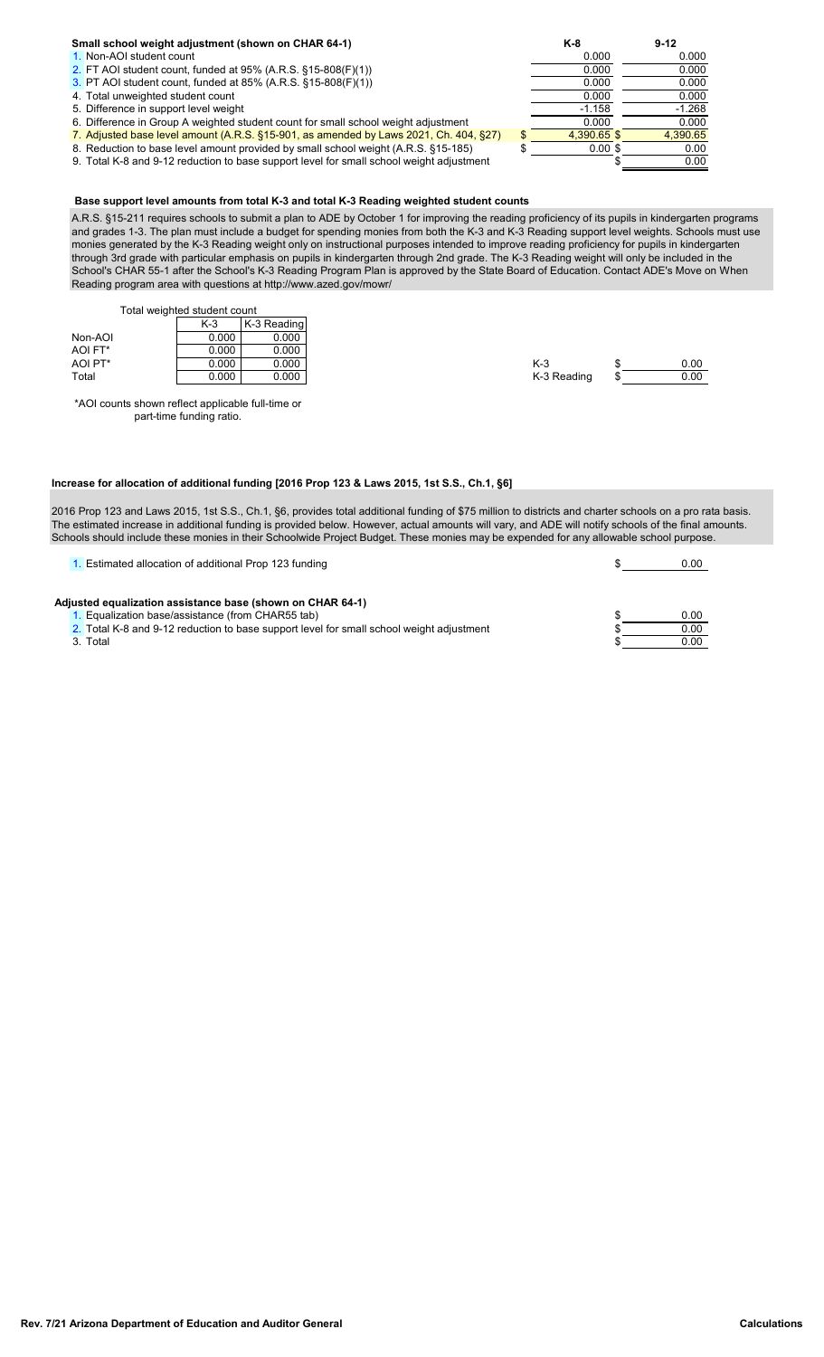### Small school weight adjustment (shown on CHAR 64-1)

| | K-8 | 9-12 |
|---|---|---|
| 1. Non-AOI student count | 0.000 | 0.000 |
| 2. FT AOI student count, funded at 95% (A.R.S. §15-808(F)(1)) | 0.000 | 0.000 |
| 3. PT AOI student count, funded at 85% (A.R.S. §15-808(F)(1)) | 0.000 | 0.000 |
| 4. Total unweighted student count | 0.000 | 0.000 |
| 5. Difference in support level weight | -1.158 | -1.268 |
| 6. Difference in Group A weighted student count for small school weight adjustment | 0.000 | 0.000 |
| 7. Adjusted base level amount (A.R.S. §15-901, as amended by Laws 2021, Ch. 404, §27) | $ 4,390.65 | $ 4,390.65 |
| 8. Reduction to base level amount provided by small school weight (A.R.S. §15-185) | $ 0.00 | $ 0.00 |
| 9. Total K-8 and 9-12 reduction to base support level for small school weight adjustment | | $ 0.00 |

### Base support level amounts from total K-3 and total K-3 Reading weighted student counts

A.R.S. §15-211 requires schools to submit a plan to ADE by October 1 for improving the reading proficiency of its pupils in kindergarten programs and grades 1-3. The plan must include a budget for spending monies from both the K-3 and K-3 Reading support level weights. Schools must use monies generated by the K-3 Reading weight only on instructional purposes intended to improve reading proficiency for pupils in kindergarten through 3rd grade with particular emphasis on pupils in kindergarten through 2nd grade. The K-3 Reading weight will only be included in the School's CHAR 55-1 after the School's K-3 Reading Program Plan is approved by the State Board of Education. Contact ADE's Move on When Reading program area with questions at http://www.azed.gov/mowr/

Total weighted student count

| | K-3 | K-3 Reading |
|---|---|---|
| Non-AOI | 0.000 | 0.000 |
| AOI FT* | 0.000 | 0.000 |
| AOI PT* | 0.000 | 0.000 |
| Total | 0.000 | 0.000 |

| | |
|---|---|
| K-3 | $ 0.00 |
| K-3 Reading | $ 0.00 |

*AOI counts shown reflect applicable full-time or part-time funding ratio.

### Increase for allocation of additional funding [2016 Prop 123 & Laws 2015, 1st S.S., Ch.1, §6]

2016 Prop 123 and Laws 2015, 1st S.S., Ch.1, §6, provides total additional funding of $75 million to districts and charter schools on a pro rata basis. The estimated increase in additional funding is provided below. However, actual amounts will vary, and ADE will notify schools of the final amounts. Schools should include these monies in their Schoolwide Project Budget. These monies may be expended for any allowable school purpose.

| | |
|---|---|
| 1. Estimated allocation of additional Prop 123 funding | $ 0.00 |

### Adjusted equalization assistance base (shown on CHAR 64-1)

| | |
|---|---|
| 1. Equalization base/assistance (from CHAR55 tab) | $ 0.00 |
| 2. Total K-8 and 9-12 reduction to base support level for small school weight adjustment | $ 0.00 |
| 3. Total | $ 0.00 |

Rev. 7/21 Arizona Department of Education and Auditor General — Calculations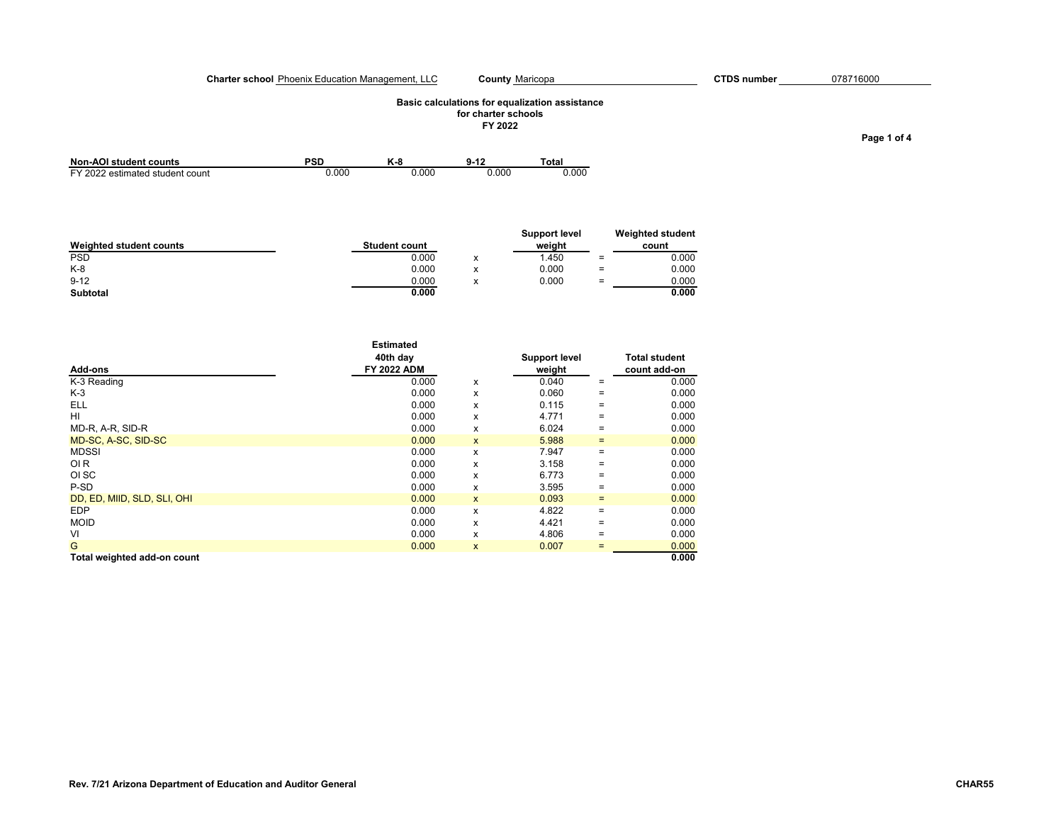**Charter school** Phoenix Education Management, LLC **County** Maricopa **CTDS number** 078716000

**Basic calculations for equalization assistance for charter schools FY 2022**

| Non-AOI student counts | PSD | K-8 | 9-12 | Total |
|---|---|---|---|---|
| FY 2022 estimated student count | 0.000 | 0.000 | 0.000 | 0.000 |

| Weighted student counts | Student count | | Support level weight | | Weighted student count |
|---|---|---|---|---|---|
| PSD | 0.000 | x | 1.450 | = | 0.000 |
| K-8 | 0.000 | x | 0.000 | = | 0.000 |
| 9-12 | 0.000 | x | 0.000 | = | 0.000 |
| **Subtotal** | **0.000** | | | | **0.000** |

| Add-ons | Estimated 40th day FY 2022 ADM | | Support level weight | | Total student count add-on |
|---|---|---|---|---|---|
| K-3 Reading | 0.000 | x | 0.040 | = | 0.000 |
| K-3 | 0.000 | x | 0.060 | = | 0.000 |
| ELL | 0.000 | x | 0.115 | = | 0.000 |
| HI | 0.000 | x | 4.771 | = | 0.000 |
| MD-R, A-R, SID-R | 0.000 | x | 6.024 | = | 0.000 |
| MD-SC, A-SC, SID-SC | 0.000 | x | 5.988 | = | 0.000 |
| MDSSI | 0.000 | x | 7.947 | = | 0.000 |
| OI R | 0.000 | x | 3.158 | = | 0.000 |
| OI SC | 0.000 | x | 6.773 | = | 0.000 |
| P-SD | 0.000 | x | 3.595 | = | 0.000 |
| DD, ED, MIID, SLD, SLI, OHI | 0.000 | x | 0.093 | = | 0.000 |
| EDP | 0.000 | x | 4.822 | = | 0.000 |
| MOID | 0.000 | x | 4.421 | = | 0.000 |
| VI | 0.000 | x | 4.806 | = | 0.000 |
| G | 0.000 | x | 0.007 | = | 0.000 |
| **Total weighted add-on count** | | | | | **0.000** |

Rev. 7/21 Arizona Department of Education and Auditor General

CHAR55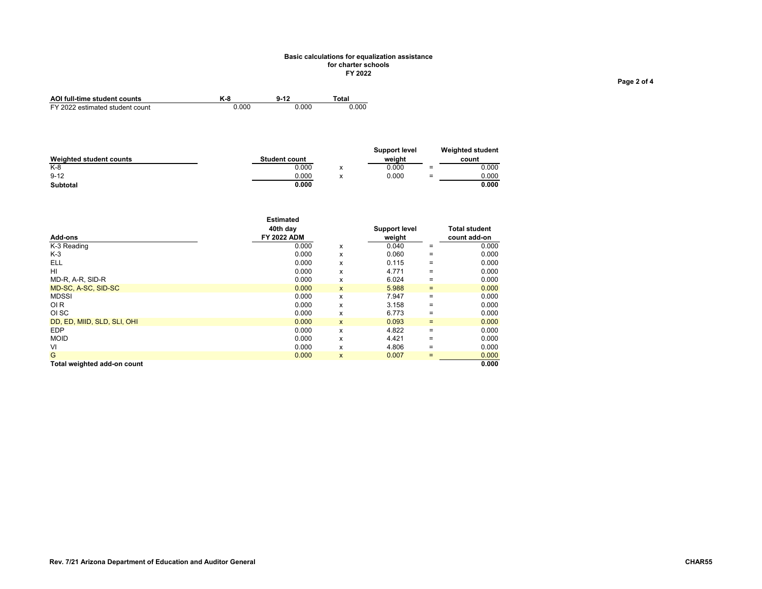# Basic calculations for equalization assistance for charter schools FY 2022

| AOI full-time student counts | K-8 | 9-12 | Total |
|---|---|---|---|
| FY 2022 estimated student count | 0.000 | 0.000 | 0.000 |

| Weighted student counts | Student count | | Support level weight | | Weighted student count |
|---|---|---|---|---|---|
| K-8 | 0.000 | x | 0.000 | = | 0.000 |
| 9-12 | 0.000 | x | 0.000 | = | 0.000 |
| **Subtotal** | **0.000** | | | | **0.000** |

| Add-ons | Estimated 40th day FY 2022 ADM | | Support level weight | | Total student count add-on |
|---|---|---|---|---|---|
| K-3 Reading | 0.000 | x | 0.040 | = | 0.000 |
| K-3 | 0.000 | x | 0.060 | = | 0.000 |
| ELL | 0.000 | x | 0.115 | = | 0.000 |
| HI | 0.000 | x | 4.771 | = | 0.000 |
| MD-R, A-R, SID-R | 0.000 | x | 6.024 | = | 0.000 |
| MD-SC, A-SC, SID-SC | 0.000 | x | 5.988 | = | 0.000 |
| MDSSI | 0.000 | x | 7.947 | = | 0.000 |
| OI R | 0.000 | x | 3.158 | = | 0.000 |
| OI SC | 0.000 | x | 6.773 | = | 0.000 |
| DD, ED, MIID, SLD, SLI, OHI | 0.000 | x | 0.093 | = | 0.000 |
| EDP | 0.000 | x | 4.822 | = | 0.000 |
| MOID | 0.000 | x | 4.421 | = | 0.000 |
| VI | 0.000 | x | 4.806 | = | 0.000 |
| G | 0.000 | x | 0.007 | = | 0.000 |
| **Total weighted add-on count** | | | | | **0.000** |

**Rev. 7/21 Arizona Department of Education and Auditor General** **CHAR55**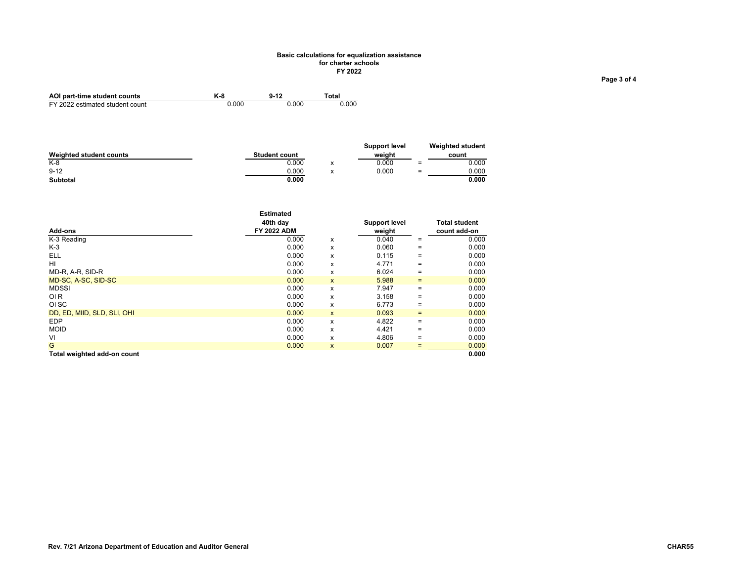**Basic calculations for equalization assistance**
**for charter schools**
**FY 2022**

| AOI part-time student counts | K-8 | 9-12 | Total |
|---|---|---|---|
| FY 2022 estimated student count | 0.000 | 0.000 | 0.000 |

| Weighted student counts | Student count | | Support level weight | | Weighted student count |
|---|---|---|---|---|---|
| K-8 | 0.000 | x | 0.000 | = | 0.000 |
| 9-12 | 0.000 | x | 0.000 | = | 0.000 |
| **Subtotal** | **0.000** | | | | **0.000** |

| Add-ons | Estimated 40th day FY 2022 ADM | | Support level weight | | Total student count add-on |
|---|---|---|---|---|---|
| K-3 Reading | 0.000 | x | 0.040 | = | 0.000 |
| K-3 | 0.000 | x | 0.060 | = | 0.000 |
| ELL | 0.000 | x | 0.115 | = | 0.000 |
| HI | 0.000 | x | 4.771 | = | 0.000 |
| MD-R, A-R, SID-R | 0.000 | x | 6.024 | = | 0.000 |
| MD-SC, A-SC, SID-SC | 0.000 | x | 5.988 | = | 0.000 |
| MDSSI | 0.000 | x | 7.947 | = | 0.000 |
| OI R | 0.000 | x | 3.158 | = | 0.000 |
| OI SC | 0.000 | x | 6.773 | = | 0.000 |
| DD, ED, MIID, SLD, SLI, OHI | 0.000 | x | 0.093 | = | 0.000 |
| EDP | 0.000 | x | 4.822 | = | 0.000 |
| MOID | 0.000 | x | 4.421 | = | 0.000 |
| VI | 0.000 | x | 4.806 | = | 0.000 |
| G | 0.000 | x | 0.007 | = | 0.000 |
| **Total weighted add-on count** | | | | | **0.000** |

Rev. 7/21 Arizona Department of Education and Auditor General

CHAR55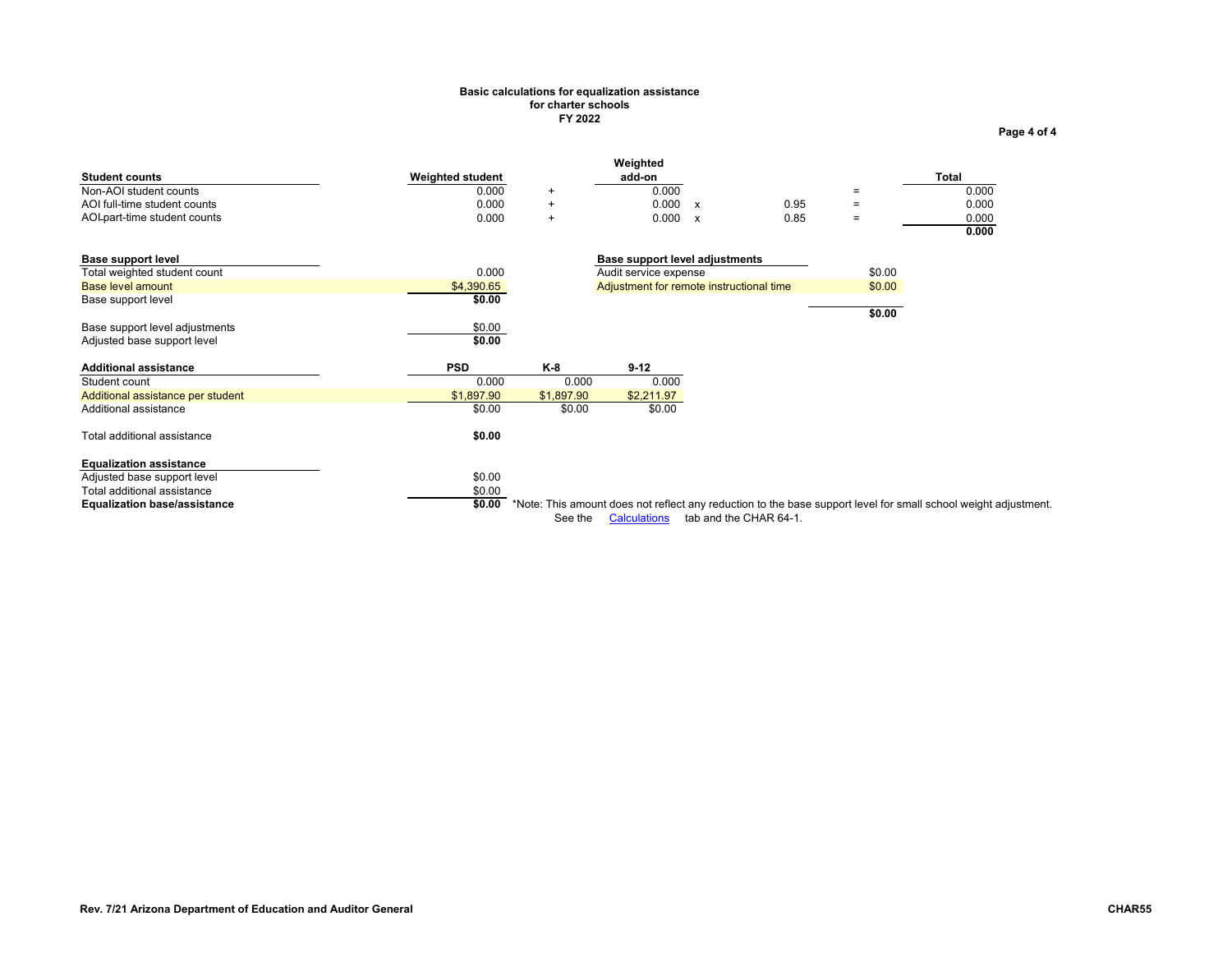**Basic calculations for equalization assistance**
**for charter schools**
**FY 2022**

| Student counts | Weighted student | | Weighted add-on | | | | Total |
|---|---|---|---|---|---|---|---|
| Non-AOI student counts | 0.000 | + | 0.000 | | | = | 0.000 |
| AOI full-time student counts | 0.000 | + | 0.000 | x | 0.95 | = | 0.000 |
| AOI part-time student counts | 0.000 | + | 0.000 | x | 0.85 | = | 0.000 |
| | | | | | | | **0.000** |

| Base support level | |
|---|---|
| Total weighted student count | 0.000 |
| Base level amount | $4,390.65 |
| Base support level | **$0.00** |
| Base support level adjustments | $0.00 |
| Adjusted base support level | **$0.00** |

| Base support level adjustments | |
|---|---|
| Audit service expense | $0.00 |
| Adjustment for remote instructional time | $0.00 |
| | **$0.00** |

| Additional assistance | PSD | K-8 | 9-12 |
|---|---|---|---|
| Student count | 0.000 | 0.000 | 0.000 |
| Additional assistance per student | $1,897.90 | $1,897.90 | $2,211.97 |
| Additional assistance | $0.00 | $0.00 | $0.00 |
| Total additional assistance | **$0.00** | | |

| Equalization assistance | |
|---|---|
| Adjusted base support level | $0.00 |
| Total additional assistance | $0.00 |
| **Equalization base/assistance** | **$0.00** |

*Note: This amount does not reflect any reduction to the base support level for small school weight adjustment. See the Calculations tab and the CHAR 64-1.

Rev. 7/21 Arizona Department of Education and Auditor General CHAR55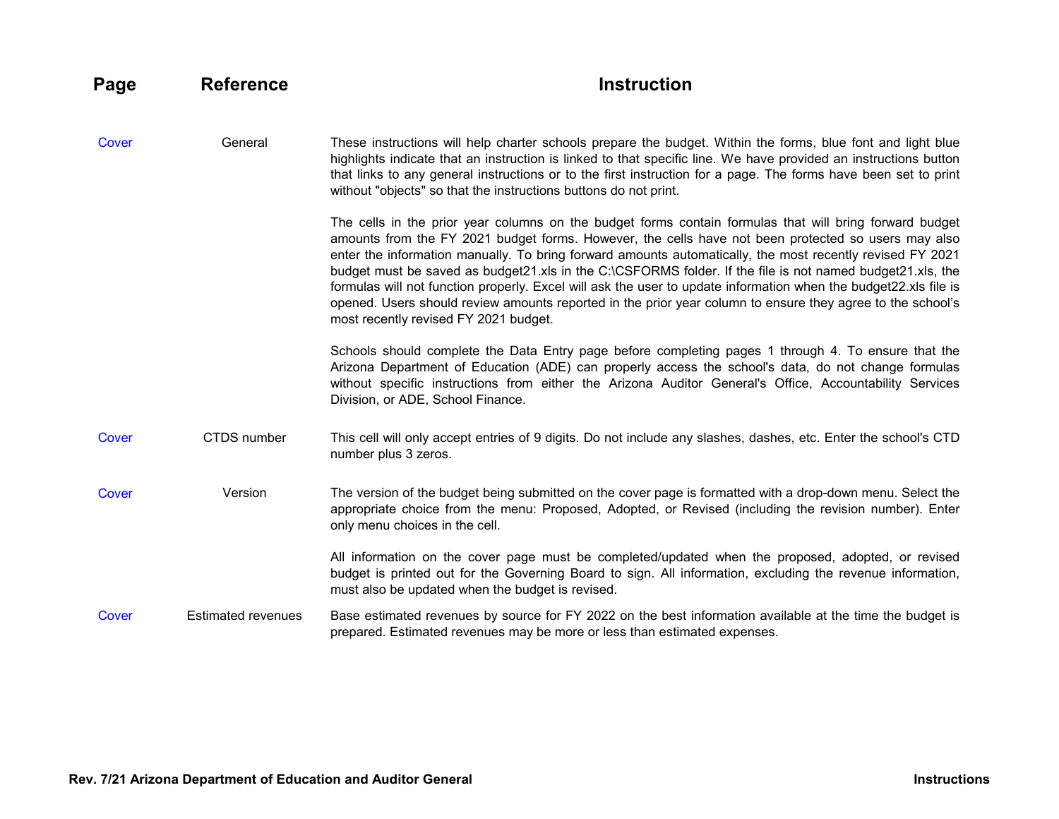| Page | Reference | Instruction |
|---|---|---|
| Cover | General | These instructions will help charter schools prepare the budget. Within the forms, blue font and light blue highlights indicate that an instruction is linked to that specific line. We have provided an instructions button that links to any general instructions or to the first instruction for a page. The forms have been set to print without "objects" so that the instructions buttons do not print.<br><br>The cells in the prior year columns on the budget forms contain formulas that will bring forward budget amounts from the FY 2021 budget forms. However, the cells have not been protected so users may also enter the information manually. To bring forward amounts automatically, the most recently revised FY 2021 budget must be saved as budget21.xls in the C:\CSFORMS folder. If the file is not named budget21.xls, the formulas will not function properly. Excel will ask the user to update information when the budget22.xls file is opened. Users should review amounts reported in the prior year column to ensure they agree to the school's most recently revised FY 2021 budget.<br><br>Schools should complete the Data Entry page before completing pages 1 through 4. To ensure that the Arizona Department of Education (ADE) can properly access the school's data, do not change formulas without specific instructions from either the Arizona Auditor General's Office, Accountability Services Division, or ADE, School Finance. |
| Cover | CTDS number | This cell will only accept entries of 9 digits. Do not include any slashes, dashes, etc. Enter the school's CTD number plus 3 zeros. |
| Cover | Version | The version of the budget being submitted on the cover page is formatted with a drop-down menu. Select the appropriate choice from the menu: Proposed, Adopted, or Revised (including the revision number). Enter only menu choices in the cell.<br><br>All information on the cover page must be completed/updated when the proposed, adopted, or revised budget is printed out for the Governing Board to sign. All information, excluding the revenue information, must also be updated when the budget is revised. |
| Cover | Estimated revenues | Base estimated revenues by source for FY 2022 on the best information available at the time the budget is prepared. Estimated revenues may be more or less than estimated expenses. |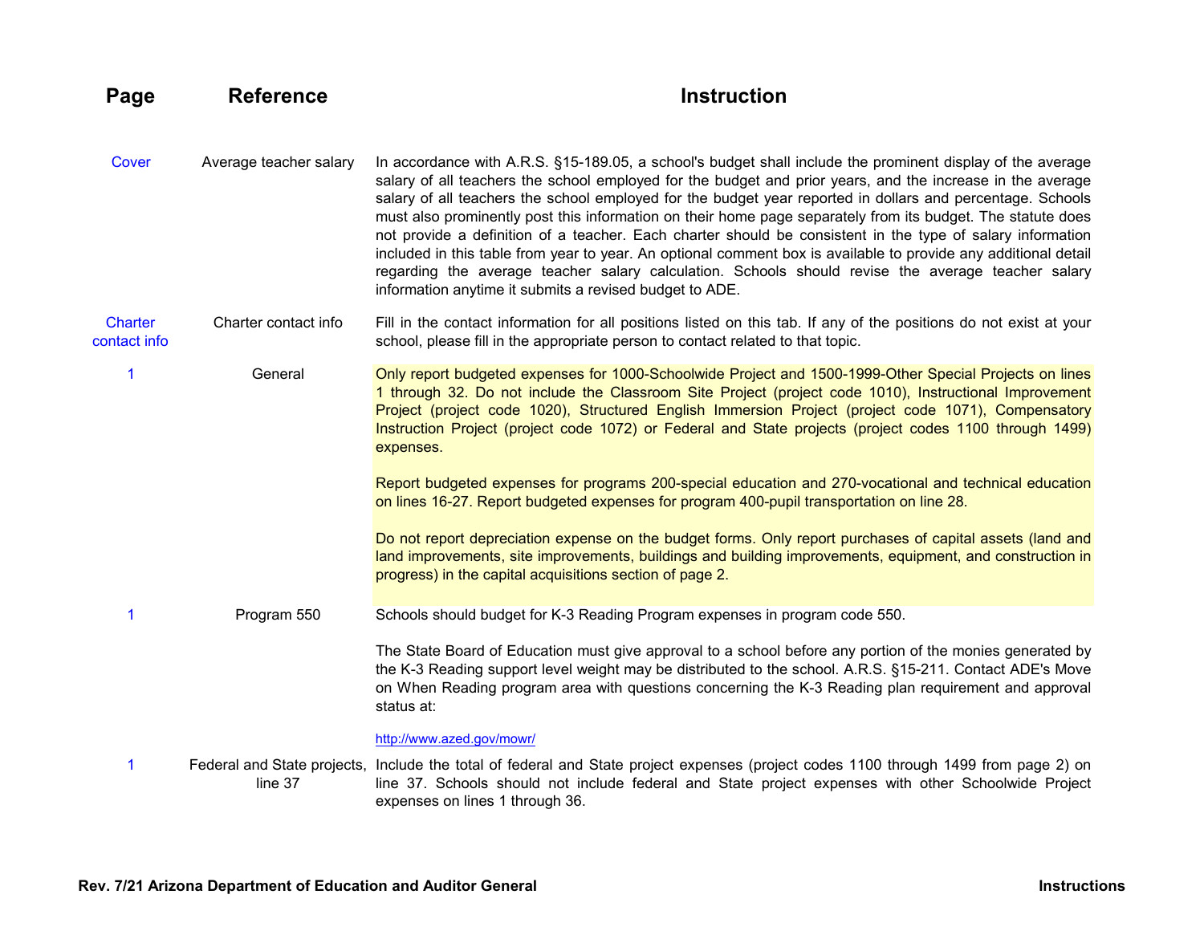| Page | Reference | Instruction |
|---|---|---|
| Cover | Average teacher salary | In accordance with A.R.S. §15-189.05, a school's budget shall include the prominent display of the average salary of all teachers the school employed for the budget and prior years, and the increase in the average salary of all teachers the school employed for the budget year reported in dollars and percentage. Schools must also prominently post this information on their home page separately from its budget. The statute does not provide a definition of a teacher. Each charter should be consistent in the type of salary information included in this table from year to year. An optional comment box is available to provide any additional detail regarding the average teacher salary calculation. Schools should revise the average teacher salary information anytime it submits a revised budget to ADE. |
| Charter contact info | Charter contact info | Fill in the contact information for all positions listed on this tab. If any of the positions do not exist at your school, please fill in the appropriate person to contact related to that topic. |
| 1 | General | Only report budgeted expenses for 1000-Schoolwide Project and 1500-1999-Other Special Projects on lines 1 through 32. Do not include the Classroom Site Project (project code 1010), Instructional Improvement Project (project code 1020), Structured English Immersion Project (project code 1071), Compensatory Instruction Project (project code 1072) or Federal and State projects (project codes 1100 through 1499) expenses.<br><br>Report budgeted expenses for programs 200-special education and 270-vocational and technical education on lines 16-27. Report budgeted expenses for program 400-pupil transportation on line 28.<br><br>Do not report depreciation expense on the budget forms. Only report purchases of capital assets (land and land improvements, site improvements, buildings and building improvements, equipment, and construction in progress) in the capital acquisitions section of page 2. |
| 1 | Program 550 | Schools should budget for K-3 Reading Program expenses in program code 550.<br><br>The State Board of Education must give approval to a school before any portion of the monies generated by the K-3 Reading support level weight may be distributed to the school. A.R.S. §15-211. Contact ADE's Move on When Reading program area with questions concerning the K-3 Reading plan requirement and approval status at:<br><br>http://www.azed.gov/mowr/ |
| 1 | Federal and State projects, line 37 | Include the total of federal and State project expenses (project codes 1100 through 1499 from page 2) on line 37. Schools should not include federal and State project expenses with other Schoolwide Project expenses on lines 1 through 36. |

Rev. 7/21 Arizona Department of Education and Auditor General

Instructions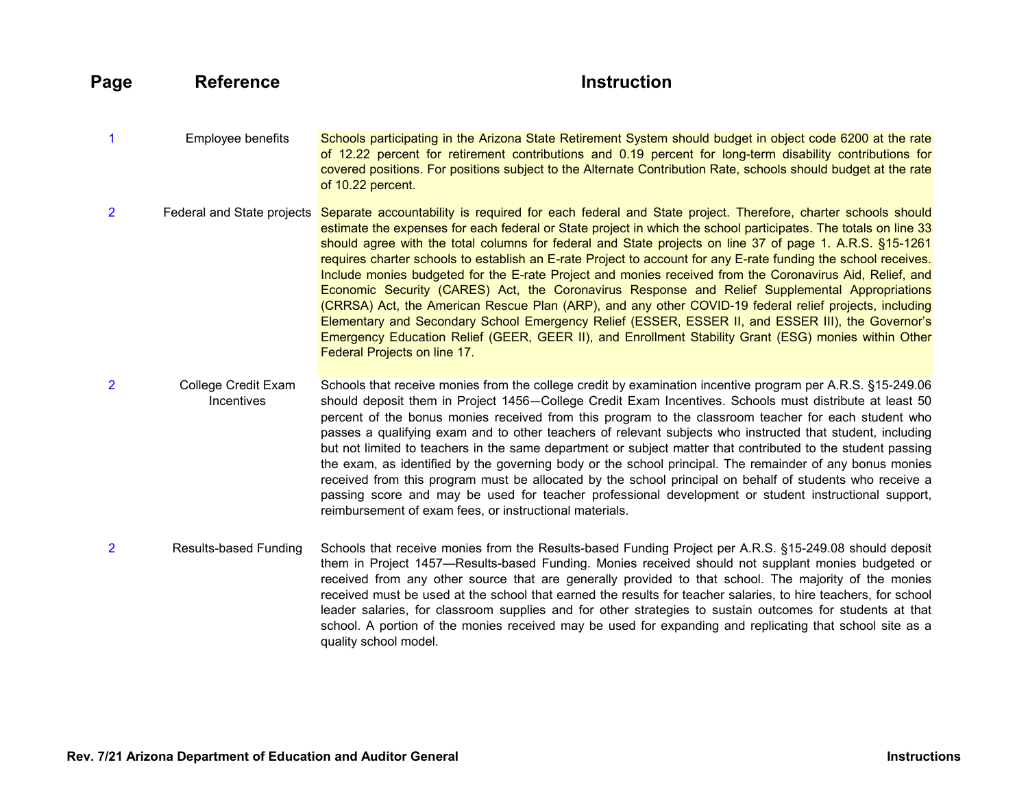| Page | Reference | Instruction |
|---|---|---|
| 1 | Employee benefits | Schools participating in the Arizona State Retirement System should budget in object code 6200 at the rate of 12.22 percent for retirement contributions and 0.19 percent for long-term disability contributions for covered positions. For positions subject to the Alternate Contribution Rate, schools should budget at the rate of 10.22 percent. |
| 2 | Federal and State projects | Separate accountability is required for each federal and State project. Therefore, charter schools should estimate the expenses for each federal or State project in which the school participates. The totals on line 33 should agree with the total columns for federal and State projects on line 37 of page 1. A.R.S. §15-1261 requires charter schools to establish an E-rate Project to account for any E-rate funding the school receives. Include monies budgeted for the E-rate Project and monies received from the Coronavirus Aid, Relief, and Economic Security (CARES) Act, the Coronavirus Response and Relief Supplemental Appropriations (CRRSA) Act, the American Rescue Plan (ARP), and any other COVID-19 federal relief projects, including Elementary and Secondary School Emergency Relief (ESSER, ESSER II, and ESSER III), the Governor's Emergency Education Relief (GEER, GEER II), and Enrollment Stability Grant (ESG) monies within Other Federal Projects on line 17. |
| 2 | College Credit Exam Incentives | Schools that receive monies from the college credit by examination incentive program per A.R.S. §15-249.06 should deposit them in Project 1456—College Credit Exam Incentives. Schools must distribute at least 50 percent of the bonus monies received from this program to the classroom teacher for each student who passes a qualifying exam and to other teachers of relevant subjects who instructed that student, including but not limited to teachers in the same department or subject matter that contributed to the student passing the exam, as identified by the governing body or the school principal. The remainder of any bonus monies received from this program must be allocated by the school principal on behalf of students who receive a passing score and may be used for teacher professional development or student instructional support, reimbursement of exam fees, or instructional materials. |
| 2 | Results-based Funding | Schools that receive monies from the Results-based Funding Project per A.R.S. §15-249.08 should deposit them in Project 1457—Results-based Funding. Monies received should not supplant monies budgeted or received from any other source that are generally provided to that school. The majority of the monies received must be used at the school that earned the results for teacher salaries, to hire teachers, for school leader salaries, for classroom supplies and for other strategies to sustain outcomes for students at that school. A portion of the monies received may be used for expanding and replicating that school site as a quality school model. |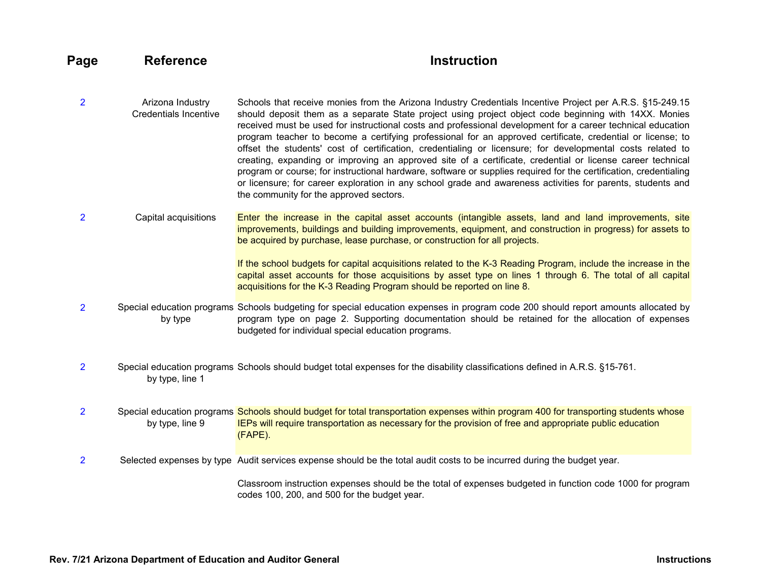| Page | Reference | Instruction |
|---|---|---|
| 2 | Arizona Industry Credentials Incentive | Schools that receive monies from the Arizona Industry Credentials Incentive Project per A.R.S. §15-249.15 should deposit them as a separate State project using project object code beginning with 14XX. Monies received must be used for instructional costs and professional development for a career technical education program teacher to become a certifying professional for an approved certificate, credential or license; to offset the students' cost of certification, credentialing or licensure; for developmental costs related to creating, expanding or improving an approved site of a certificate, credential or license career technical program or course; for instructional hardware, software or supplies required for the certification, credentialing or licensure; for career exploration in any school grade and awareness activities for parents, students and the community for the approved sectors. |
| 2 | Capital acquisitions | Enter the increase in the capital asset accounts (intangible assets, land and land improvements, site improvements, buildings and building improvements, equipment, and construction in progress) for assets to be acquired by purchase, lease purchase, or construction for all projects.<br><br>If the school budgets for capital acquisitions related to the K-3 Reading Program, include the increase in the capital asset accounts for those acquisitions by asset type on lines 1 through 6. The total of all capital acquisitions for the K-3 Reading Program should be reported on line 8. |
| 2 | Special education programs by type | Schools budgeting for special education expenses in program code 200 should report amounts allocated by program type on page 2. Supporting documentation should be retained for the allocation of expenses budgeted for individual special education programs. |
| 2 | Special education programs by type, line 1 | Schools should budget total expenses for the disability classifications defined in A.R.S. §15-761. |
| 2 | Special education programs by type, line 9 | Schools should budget for total transportation expenses within program 400 for transporting students whose IEPs will require transportation as necessary for the provision of free and appropriate public education (FAPE). |
| 2 | Selected expenses by type | Audit services expense should be the total audit costs to be incurred during the budget year.<br><br>Classroom instruction expenses should be the total of expenses budgeted in function code 1000 for program codes 100, 200, and 500 for the budget year. |

**Rev. 7/21 Arizona Department of Education and Auditor General** **Instructions**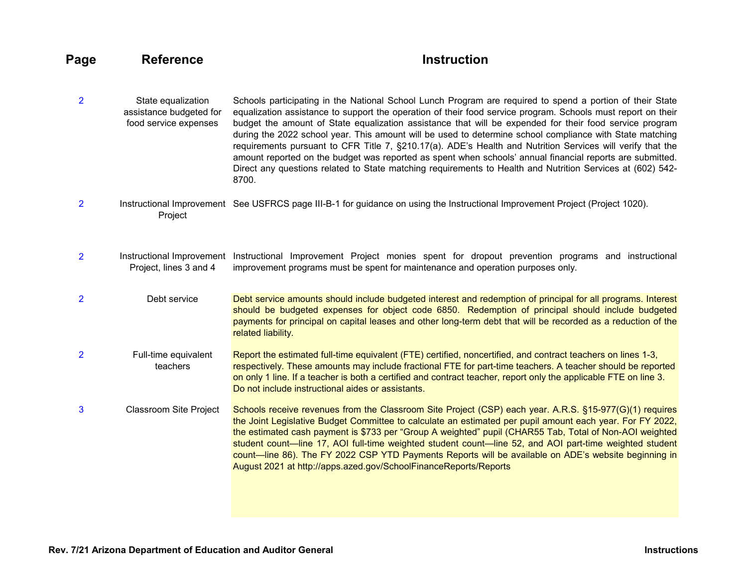| Page | Reference | Instruction |
|---|---|---|
| 2 | State equalization assistance budgeted for food service expenses | Schools participating in the National School Lunch Program are required to spend a portion of their State equalization assistance to support the operation of their food service program. Schools must report on their budget the amount of State equalization assistance that will be expended for their food service program during the 2022 school year. This amount will be used to determine school compliance with State matching requirements pursuant to CFR Title 7, §210.17(a). ADE's Health and Nutrition Services will verify that the amount reported on the budget was reported as spent when schools' annual financial reports are submitted. Direct any questions related to State matching requirements to Health and Nutrition Services at (602) 542-8700. |
| 2 | Instructional Improvement Project | See USFRCS page III-B-1 for guidance on using the Instructional Improvement Project (Project 1020). |
| 2 | Instructional Improvement Project, lines 3 and 4 | Instructional Improvement Project monies spent for dropout prevention programs and instructional improvement programs must be spent for maintenance and operation purposes only. |
| 2 | Debt service | Debt service amounts should include budgeted interest and redemption of principal for all programs. Interest should be budgeted expenses for object code 6850. Redemption of principal should include budgeted payments for principal on capital leases and other long-term debt that will be recorded as a reduction of the related liability. |
| 2 | Full-time equivalent teachers | Report the estimated full-time equivalent (FTE) certified, noncertified, and contract teachers on lines 1-3, respectively. These amounts may include fractional FTE for part-time teachers. A teacher should be reported on only 1 line. If a teacher is both a certified and contract teacher, report only the applicable FTE on line 3. Do not include instructional aides or assistants. |
| 3 | Classroom Site Project | Schools receive revenues from the Classroom Site Project (CSP) each year. A.R.S. §15-977(G)(1) requires the Joint Legislative Budget Committee to calculate an estimated per pupil amount each year. For FY 2022, the estimated cash payment is $733 per "Group A weighted" pupil (CHAR55 Tab, Total of Non-AOI weighted student count—line 17, AOI full-time weighted student count—line 52, and AOI part-time weighted student count—line 86). The FY 2022 CSP YTD Payments Reports will be available on ADE's website beginning in August 2021 at http://apps.azed.gov/SchoolFinanceReports/Reports |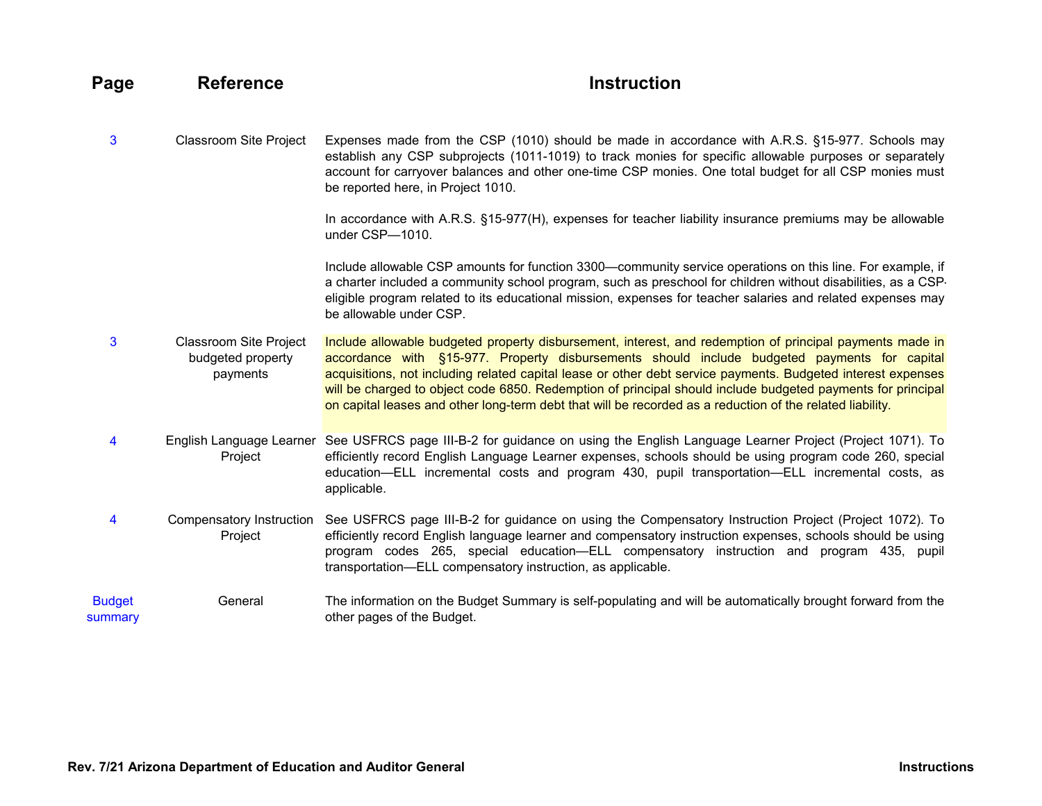| Page | Reference | Instruction |
|---|---|---|
| 3 | Classroom Site Project | Expenses made from the CSP (1010) should be made in accordance with A.R.S. §15-977. Schools may establish any CSP subprojects (1011-1019) to track monies for specific allowable purposes or separately account for carryover balances and other one-time CSP monies. One total budget for all CSP monies must be reported here, in Project 1010.<br><br>In accordance with A.R.S. §15-977(H), expenses for teacher liability insurance premiums may be allowable under CSP—1010.<br><br>Include allowable CSP amounts for function 3300—community service operations on this line. For example, if a charter included a community school program, such as preschool for children without disabilities, as a CSP-eligible program related to its educational mission, expenses for teacher salaries and related expenses may be allowable under CSP. |
| 3 | Classroom Site Project budgeted property payments | Include allowable budgeted property disbursement, interest, and redemption of principal payments made in accordance with §15-977. Property disbursements should include budgeted payments for capital acquisitions, not including related capital lease or other debt service payments. Budgeted interest expenses will be charged to object code 6850. Redemption of principal should include budgeted payments for principal on capital leases and other long-term debt that will be recorded as a reduction of the related liability. |
| 4 | English Language Learner Project | See USFRCS page III-B-2 for guidance on using the English Language Learner Project (Project 1071). To efficiently record English Language Learner expenses, schools should be using program code 260, special education—ELL incremental costs and program 430, pupil transportation—ELL incremental costs, as applicable. |
| 4 | Compensatory Instruction Project | See USFRCS page III-B-2 for guidance on using the Compensatory Instruction Project (Project 1072). To efficiently record English language learner and compensatory instruction expenses, schools should be using program codes 265, special education—ELL compensatory instruction and program 435, pupil transportation—ELL compensatory instruction, as applicable. |
| Budget summary | General | The information on the Budget Summary is self-populating and will be automatically brought forward from the other pages of the Budget. |